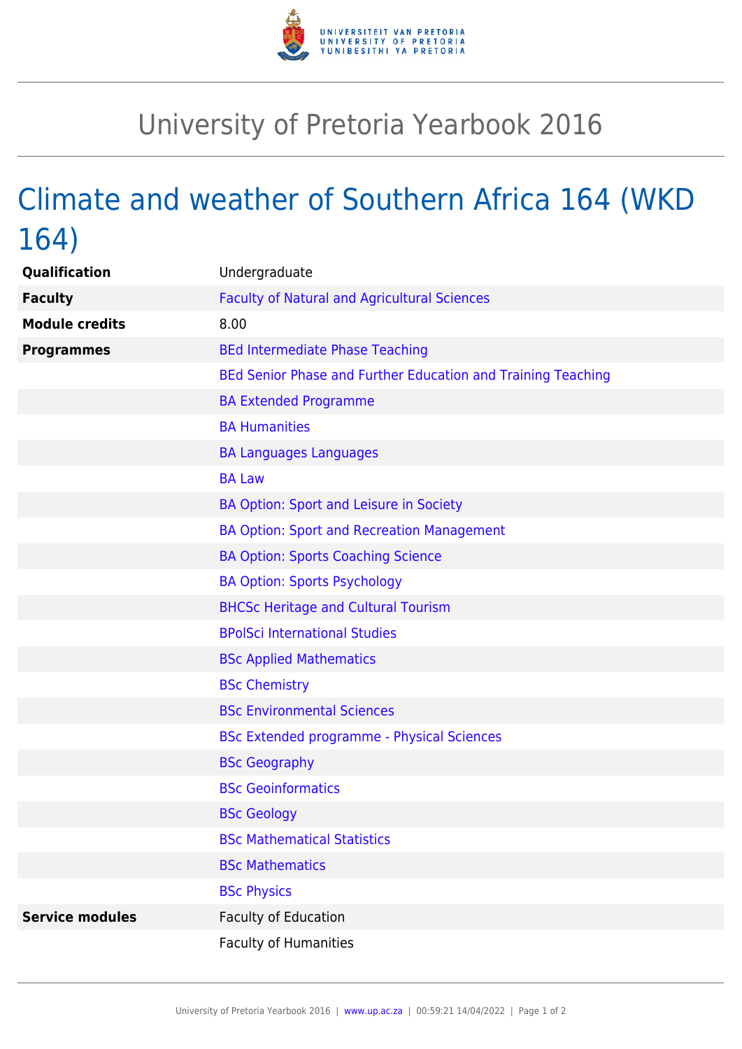# University of Pretoria Yearbook 2016

## Climate and weather of Southern Africa 164 (WKD 164)

| | |
|---|---|
| **Qualification** | Undergraduate |
| **Faculty** | Faculty of Natural and Agricultural Sciences |
| **Module credits** | 8.00 |
| **Programmes** | BEd Intermediate Phase Teaching |
| | BEd Senior Phase and Further Education and Training Teaching |
| | BA Extended Programme |
| | BA Humanities |
| | BA Languages Languages |
| | BA Law |
| | BA Option: Sport and Leisure in Society |
| | BA Option: Sport and Recreation Management |
| | BA Option: Sports Coaching Science |
| | BA Option: Sports Psychology |
| | BHCSc Heritage and Cultural Tourism |
| | BPolSci International Studies |
| | BSc Applied Mathematics |
| | BSc Chemistry |
| | BSc Environmental Sciences |
| | BSc Extended programme - Physical Sciences |
| | BSc Geography |
| | BSc Geoinformatics |
| | BSc Geology |
| | BSc Mathematical Statistics |
| | BSc Mathematics |
| | BSc Physics |
| **Service modules** | Faculty of Education |
| | Faculty of Humanities |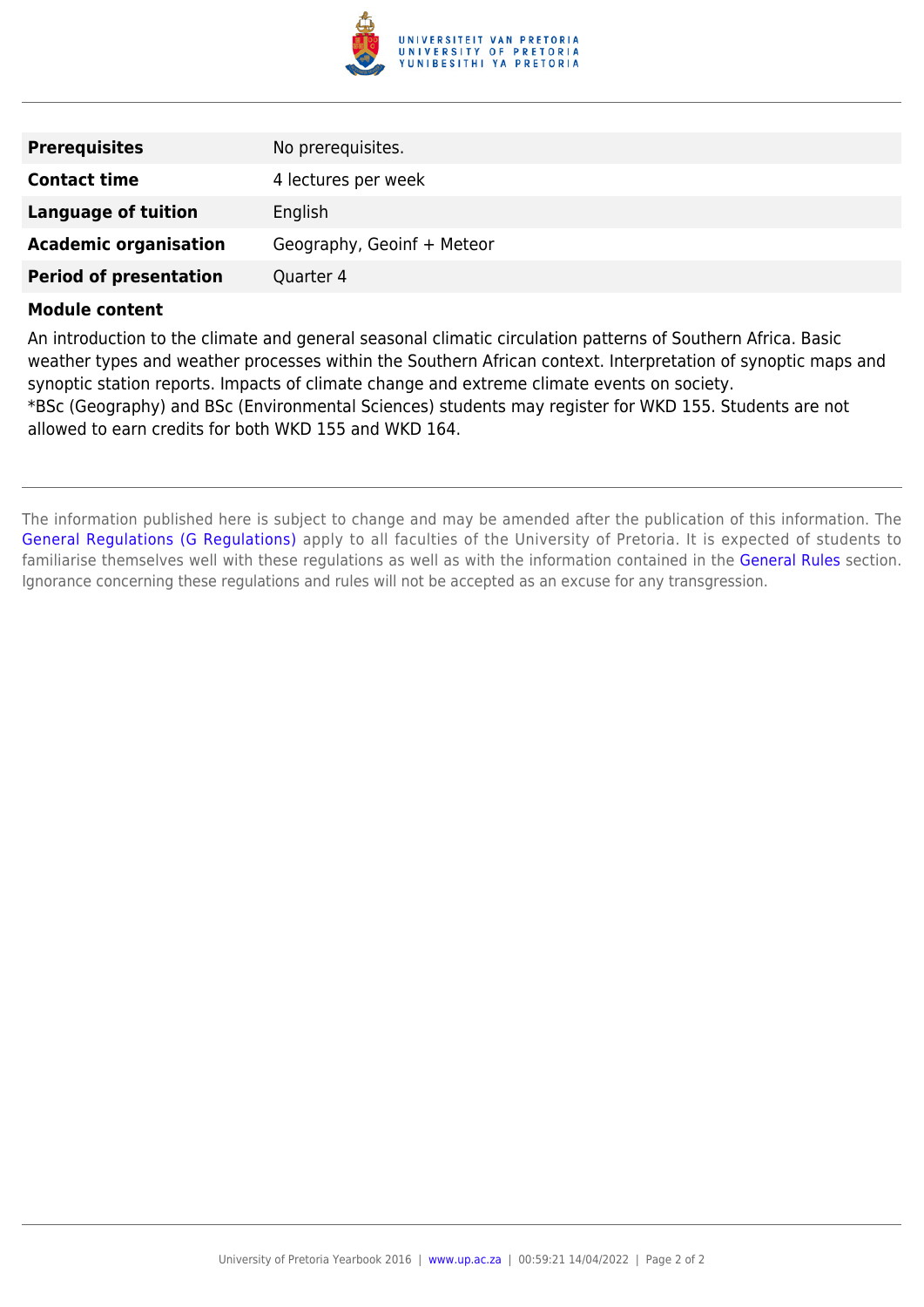| | |
|---|---|
| **Prerequisites** | No prerequisites. |
| **Contact time** | 4 lectures per week |
| **Language of tuition** | English |
| **Academic organisation** | Geography, Geoinf + Meteor |
| **Period of presentation** | Quarter 4 |

**Module content**

An introduction to the climate and general seasonal climatic circulation patterns of Southern Africa. Basic weather types and weather processes within the Southern African context. Interpretation of synoptic maps and synoptic station reports. Impacts of climate change and extreme climate events on society.
*BSc (Geography) and BSc (Environmental Sciences) students may register for WKD 155. Students are not allowed to earn credits for both WKD 155 and WKD 164.

The information published here is subject to change and may be amended after the publication of this information. The General Regulations (G Regulations) apply to all faculties of the University of Pretoria. It is expected of students to familiarise themselves well with these regulations as well as with the information contained in the General Rules section. Ignorance concerning these regulations and rules will not be accepted as an excuse for any transgression.